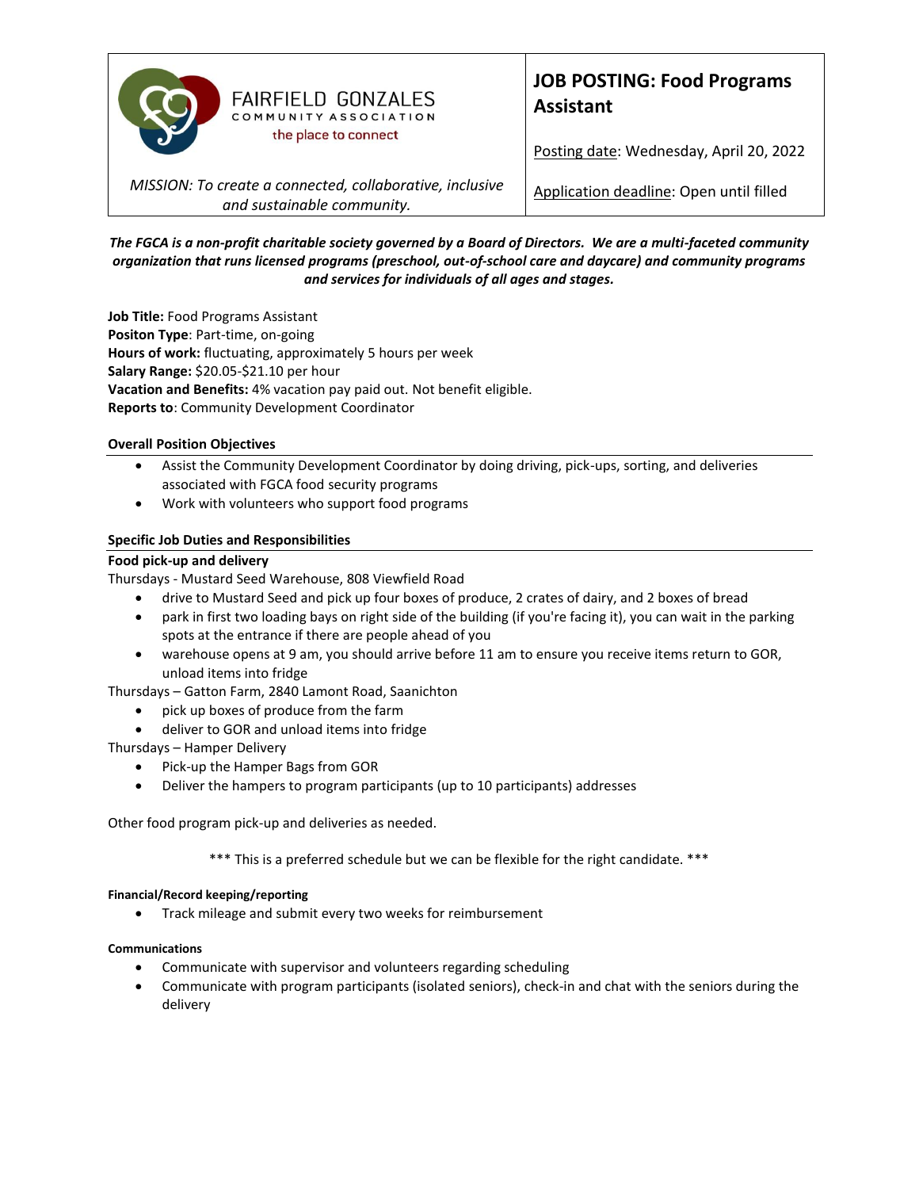| FAIRFIELD GONZALES COMMUNITY ASSOCIATION<br>the place to connect<br><br>*MISSION: To create a connected, collaborative, inclusive and sustainable community.* | **JOB POSTING: Food Programs Assistant**<br><br>Posting date: Wednesday, April 20, 2022<br><br>Application deadline: Open until filled |
|---|---|

***The FGCA is a non-profit charitable society governed by a Board of Directors. We are a multi-faceted community organization that runs licensed programs (preschool, out-of-school care and daycare) and community programs and services for individuals of all ages and stages.***

**Job Title:** Food Programs Assistant
**Positon Type**: Part-time, on-going
**Hours of work:** fluctuating, approximately 5 hours per week
**Salary Range:** $20.05-$21.10 per hour
**Vacation and Benefits:** 4% vacation pay paid out. Not benefit eligible.
**Reports to**: Community Development Coordinator

## Overall Position Objectives

- Assist the Community Development Coordinator by doing driving, pick-ups, sorting, and deliveries associated with FGCA food security programs
- Work with volunteers who support food programs

## Specific Job Duties and Responsibilities

**Food pick-up and delivery**

Thursdays - Mustard Seed Warehouse, 808 Viewfield Road

- drive to Mustard Seed and pick up four boxes of produce, 2 crates of dairy, and 2 boxes of bread
- park in first two loading bays on right side of the building (if you're facing it), you can wait in the parking spots at the entrance if there are people ahead of you
- warehouse opens at 9 am, you should arrive before 11 am to ensure you receive items return to GOR, unload items into fridge

Thursdays – Gatton Farm, 2840 Lamont Road, Saanichton

- pick up boxes of produce from the farm
- deliver to GOR and unload items into fridge

Thursdays – Hamper Delivery

- Pick-up the Hamper Bags from GOR
- Deliver the hampers to program participants (up to 10 participants) addresses

Other food program pick-up and deliveries as needed.

*** This is a preferred schedule but we can be flexible for the right candidate. ***

**Financial/Record keeping/reporting**

- Track mileage and submit every two weeks for reimbursement

**Communications**

- Communicate with supervisor and volunteers regarding scheduling
- Communicate with program participants (isolated seniors), check-in and chat with the seniors during the delivery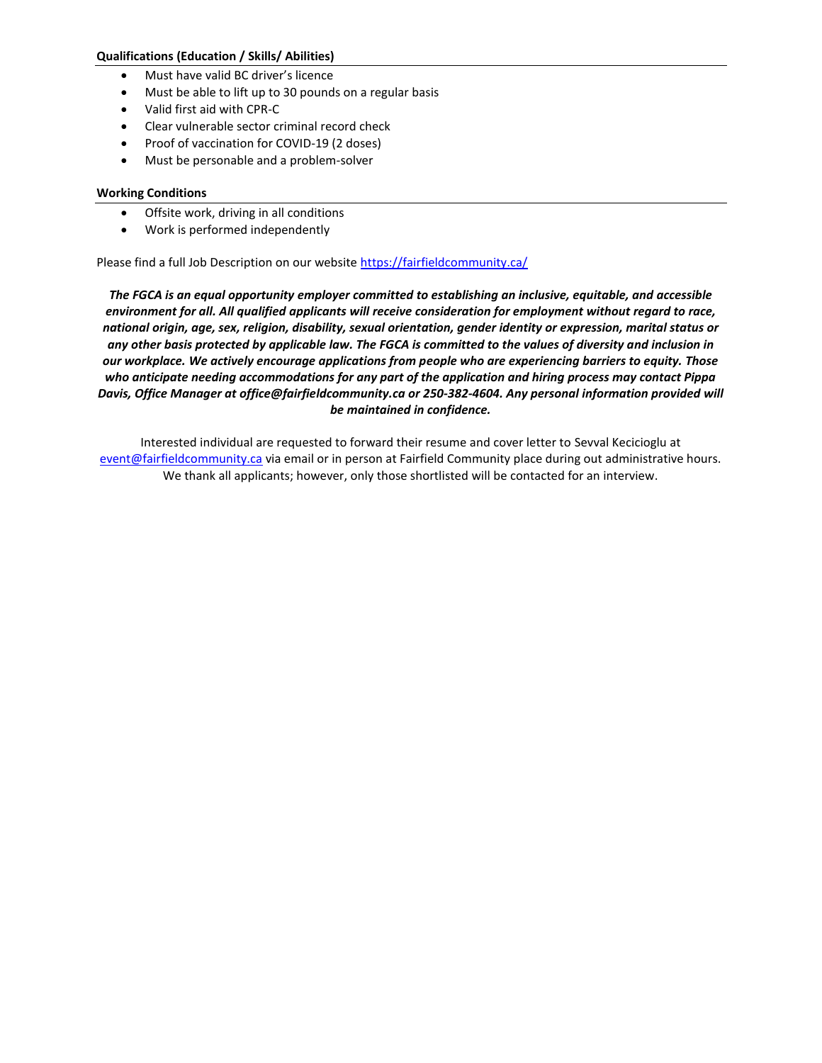**Qualifications (Education / Skills/ Abilities)**

- Must have valid BC driver's licence
- Must be able to lift up to 30 pounds on a regular basis
- Valid first aid with CPR-C
- Clear vulnerable sector criminal record check
- Proof of vaccination for COVID-19 (2 doses)
- Must be personable and a problem-solver

**Working Conditions**

- Offsite work, driving in all conditions
- Work is performed independently

Please find a full Job Description on our website [https://fairfieldcommunity.ca/](https://fairfieldcommunity.ca/)

***The FGCA is an equal opportunity employer committed to establishing an inclusive, equitable, and accessible environment for all. All qualified applicants will receive consideration for employment without regard to race, national origin, age, sex, religion, disability, sexual orientation, gender identity or expression, marital status or any other basis protected by applicable law. The FGCA is committed to the values of diversity and inclusion in our workplace. We actively encourage applications from people who are experiencing barriers to equity. Those who anticipate needing accommodations for any part of the application and hiring process may contact Pippa Davis, Office Manager at office@fairfieldcommunity.ca or 250-382-4604. Any personal information provided will be maintained in confidence.***

Interested individual are requested to forward their resume and cover letter to Sevval Kecicioglu at [event@fairfieldcommunity.ca](mailto:event@fairfieldcommunity.ca) via email or in person at Fairfield Community place during out administrative hours. We thank all applicants; however, only those shortlisted will be contacted for an interview.